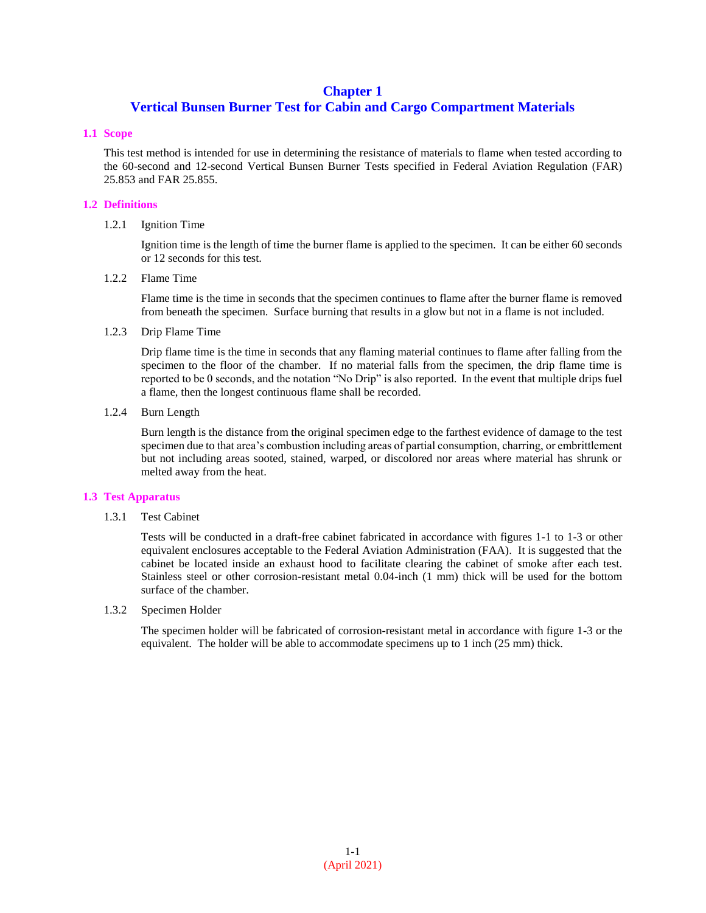# Chapter 1
# Vertical Bunsen Burner Test for Cabin and Cargo Compartment Materials

## 1.1 Scope

This test method is intended for use in determining the resistance of materials to flame when tested according to the 60-second and 12-second Vertical Bunsen Burner Tests specified in Federal Aviation Regulation (FAR) 25.853 and FAR 25.855.

## 1.2 Definitions

### 1.2.1 Ignition Time

Ignition time is the length of time the burner flame is applied to the specimen. It can be either 60 seconds or 12 seconds for this test.

### 1.2.2 Flame Time

Flame time is the time in seconds that the specimen continues to flame after the burner flame is removed from beneath the specimen. Surface burning that results in a glow but not in a flame is not included.

### 1.2.3 Drip Flame Time

Drip flame time is the time in seconds that any flaming material continues to flame after falling from the specimen to the floor of the chamber. If no material falls from the specimen, the drip flame time is reported to be 0 seconds, and the notation "No Drip" is also reported. In the event that multiple drips fuel a flame, then the longest continuous flame shall be recorded.

### 1.2.4 Burn Length

Burn length is the distance from the original specimen edge to the farthest evidence of damage to the test specimen due to that area's combustion including areas of partial consumption, charring, or embrittlement but not including areas sooted, stained, warped, or discolored nor areas where material has shrunk or melted away from the heat.

## 1.3 Test Apparatus

### 1.3.1 Test Cabinet

Tests will be conducted in a draft-free cabinet fabricated in accordance with figures 1-1 to 1-3 or other equivalent enclosures acceptable to the Federal Aviation Administration (FAA). It is suggested that the cabinet be located inside an exhaust hood to facilitate clearing the cabinet of smoke after each test. Stainless steel or other corrosion-resistant metal 0.04-inch (1 mm) thick will be used for the bottom surface of the chamber.

### 1.3.2 Specimen Holder

The specimen holder will be fabricated of corrosion-resistant metal in accordance with figure 1-3 or the equivalent. The holder will be able to accommodate specimens up to 1 inch (25 mm) thick.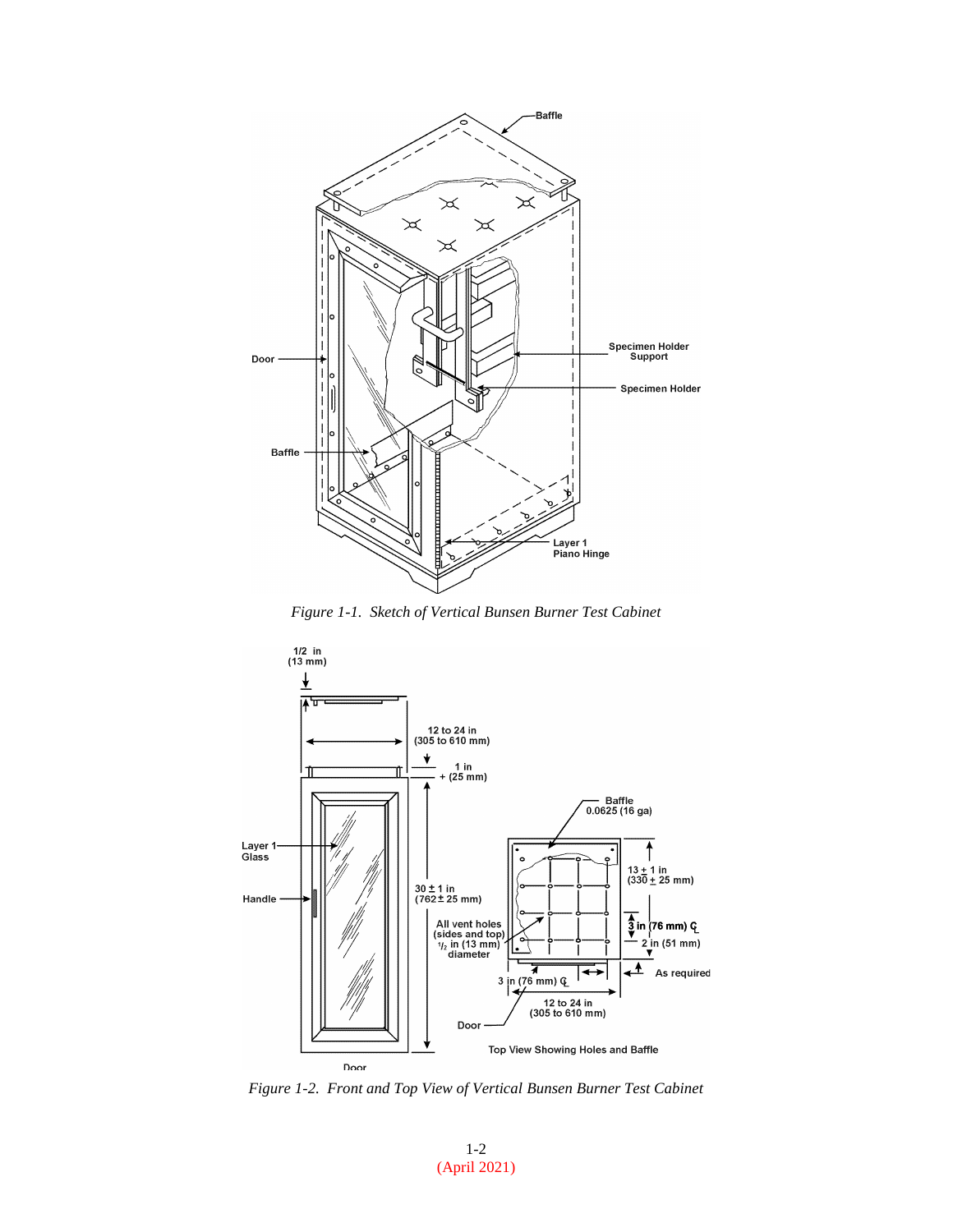*Figure 1-1. Sketch of Vertical Bunsen Burner Test Cabinet*

*Figure 1-2. Front and Top View of Vertical Bunsen Burner Test Cabinet*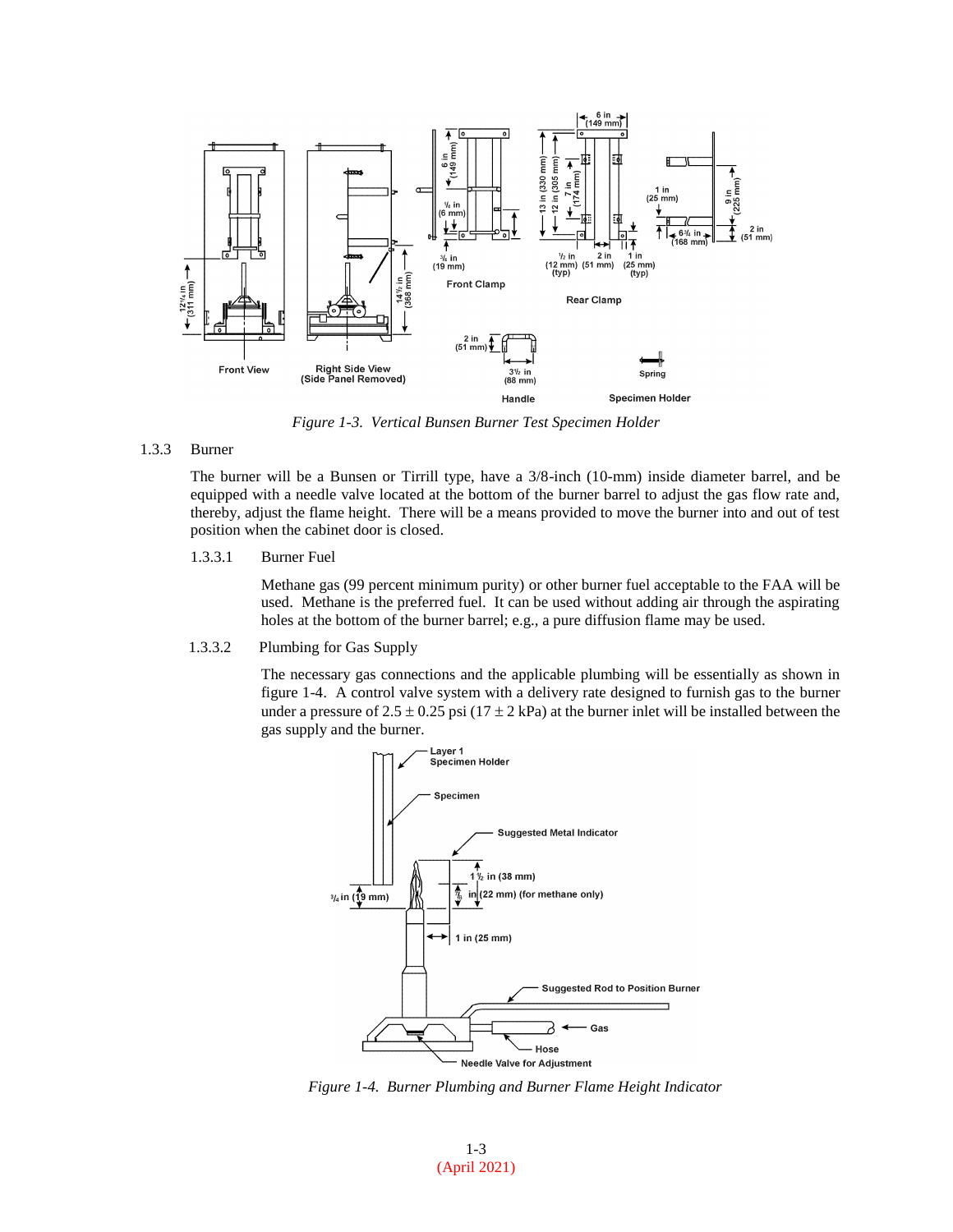*Figure 1-3. Vertical Bunsen Burner Test Specimen Holder*

### 1.3.3 Burner

The burner will be a Bunsen or Tirrill type, have a 3/8-inch (10-mm) inside diameter barrel, and be equipped with a needle valve located at the bottom of the burner barrel to adjust the gas flow rate and, thereby, adjust the flame height. There will be a means provided to move the burner into and out of test position when the cabinet door is closed.

#### 1.3.3.1 Burner Fuel

Methane gas (99 percent minimum purity) or other burner fuel acceptable to the FAA will be used. Methane is the preferred fuel. It can be used without adding air through the aspirating holes at the bottom of the burner barrel; e.g., a pure diffusion flame may be used.

#### 1.3.3.2 Plumbing for Gas Supply

The necessary gas connections and the applicable plumbing will be essentially as shown in figure 1-4. A control valve system with a delivery rate designed to furnish gas to the burner under a pressure of 2.5 ± 0.25 psi (17 ± 2 kPa) at the burner inlet will be installed between the gas supply and the burner.

*Figure 1-4. Burner Plumbing and Burner Flame Height Indicator*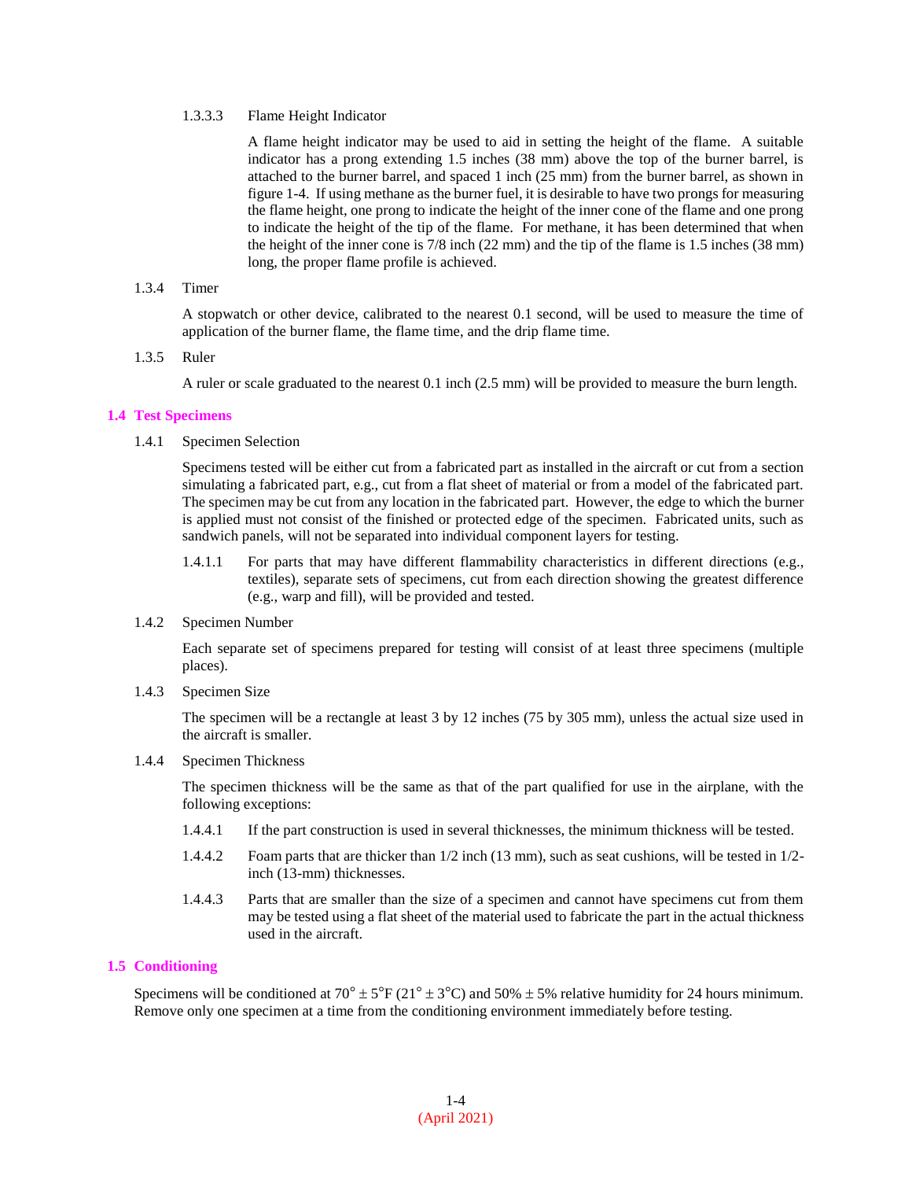1.3.3.3 Flame Height Indicator

A flame height indicator may be used to aid in setting the height of the flame. A suitable indicator has a prong extending 1.5 inches (38 mm) above the top of the burner barrel, is attached to the burner barrel, and spaced 1 inch (25 mm) from the burner barrel, as shown in figure 1-4. If using methane as the burner fuel, it is desirable to have two prongs for measuring the flame height, one prong to indicate the height of the inner cone of the flame and one prong to indicate the height of the tip of the flame. For methane, it has been determined that when the height of the inner cone is 7/8 inch (22 mm) and the tip of the flame is 1.5 inches (38 mm) long, the proper flame profile is achieved.

1.3.4 Timer

A stopwatch or other device, calibrated to the nearest 0.1 second, will be used to measure the time of application of the burner flame, the flame time, and the drip flame time.

1.3.5 Ruler

A ruler or scale graduated to the nearest 0.1 inch (2.5 mm) will be provided to measure the burn length.

## 1.4 Test Specimens

1.4.1 Specimen Selection

Specimens tested will be either cut from a fabricated part as installed in the aircraft or cut from a section simulating a fabricated part, e.g., cut from a flat sheet of material or from a model of the fabricated part. The specimen may be cut from any location in the fabricated part. However, the edge to which the burner is applied must not consist of the finished or protected edge of the specimen. Fabricated units, such as sandwich panels, will not be separated into individual component layers for testing.

1.4.1.1 For parts that may have different flammability characteristics in different directions (e.g., textiles), separate sets of specimens, cut from each direction showing the greatest difference (e.g., warp and fill), will be provided and tested.

1.4.2 Specimen Number

Each separate set of specimens prepared for testing will consist of at least three specimens (multiple places).

1.4.3 Specimen Size

The specimen will be a rectangle at least 3 by 12 inches (75 by 305 mm), unless the actual size used in the aircraft is smaller.

1.4.4 Specimen Thickness

The specimen thickness will be the same as that of the part qualified for use in the airplane, with the following exceptions:

1.4.4.1 If the part construction is used in several thicknesses, the minimum thickness will be tested.

1.4.4.2 Foam parts that are thicker than 1/2 inch (13 mm), such as seat cushions, will be tested in 1/2-inch (13-mm) thicknesses.

1.4.4.3 Parts that are smaller than the size of a specimen and cannot have specimens cut from them may be tested using a flat sheet of the material used to fabricate the part in the actual thickness used in the aircraft.

## 1.5 Conditioning

Specimens will be conditioned at 70° ± 5°F (21° ± 3°C) and 50% ± 5% relative humidity for 24 hours minimum. Remove only one specimen at a time from the conditioning environment immediately before testing.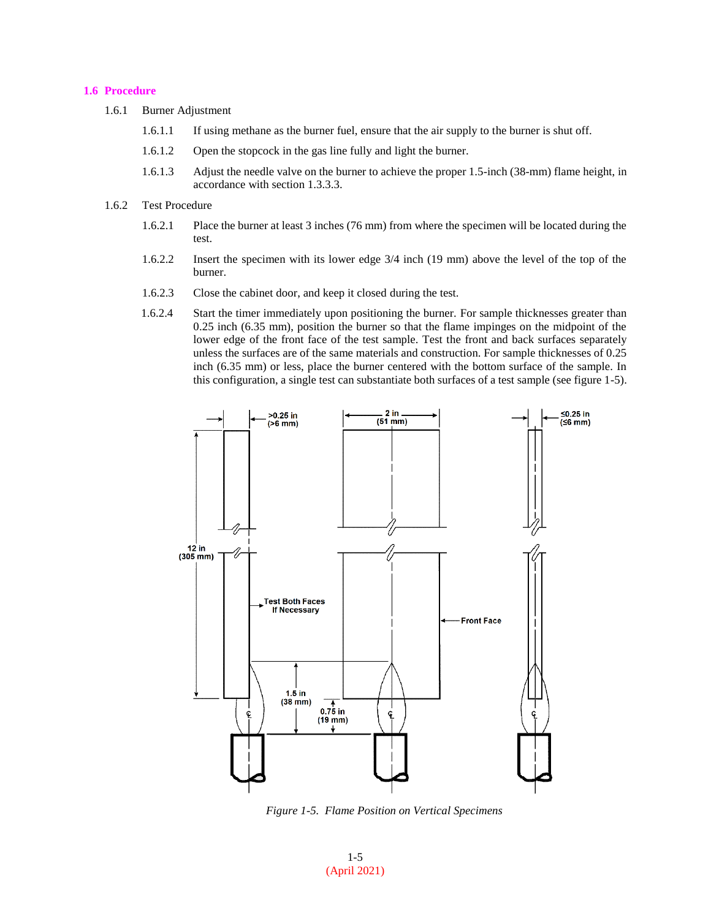## 1.6 Procedure

1.6.1 Burner Adjustment

1.6.1.1 If using methane as the burner fuel, ensure that the air supply to the burner is shut off.

1.6.1.2 Open the stopcock in the gas line fully and light the burner.

1.6.1.3 Adjust the needle valve on the burner to achieve the proper 1.5-inch (38-mm) flame height, in accordance with section 1.3.3.3.

1.6.2 Test Procedure

1.6.2.1 Place the burner at least 3 inches (76 mm) from where the specimen will be located during the test.

1.6.2.2 Insert the specimen with its lower edge 3/4 inch (19 mm) above the level of the top of the burner.

1.6.2.3 Close the cabinet door, and keep it closed during the test.

1.6.2.4 Start the timer immediately upon positioning the burner. For sample thicknesses greater than 0.25 inch (6.35 mm), position the burner so that the flame impinges on the midpoint of the lower edge of the front face of the test sample. Test the front and back surfaces separately unless the surfaces are of the same materials and construction. For sample thicknesses of 0.25 inch (6.35 mm) or less, place the burner centered with the bottom surface of the sample. In this configuration, a single test can substantiate both surfaces of a test sample (see figure 1-5).

*Figure 1-5. Flame Position on Vertical Specimens*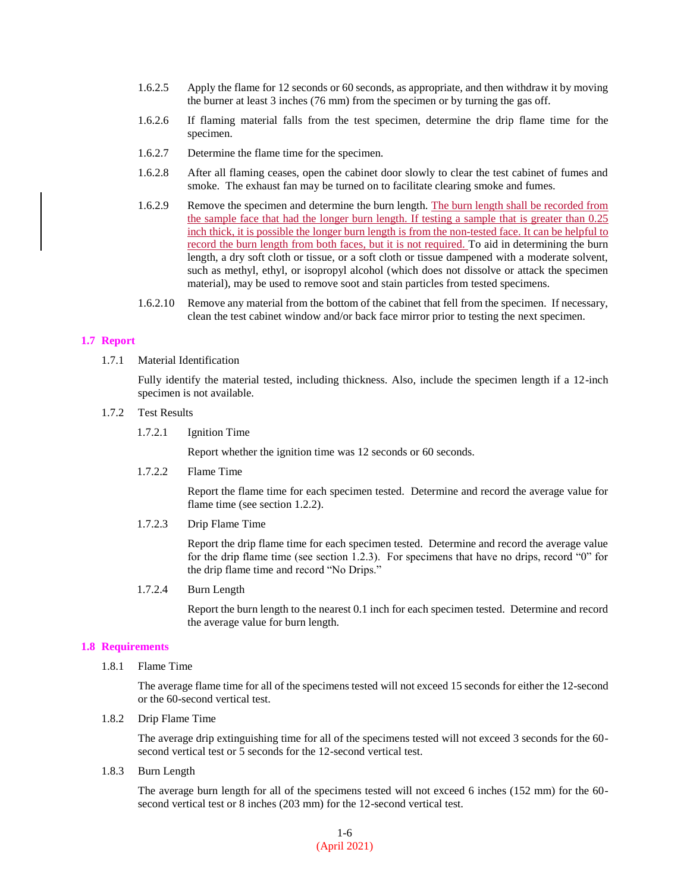1.6.2.5 Apply the flame for 12 seconds or 60 seconds, as appropriate, and then withdraw it by moving the burner at least 3 inches (76 mm) from the specimen or by turning the gas off.

1.6.2.6 If flaming material falls from the test specimen, determine the drip flame time for the specimen.

1.6.2.7 Determine the flame time for the specimen.

1.6.2.8 After all flaming ceases, open the cabinet door slowly to clear the test cabinet of fumes and smoke. The exhaust fan may be turned on to facilitate clearing smoke and fumes.

1.6.2.9 Remove the specimen and determine the burn length. The burn length shall be recorded from the sample face that had the longer burn length. If testing a sample that is greater than 0.25 inch thick, it is possible the longer burn length is from the non-tested face. It can be helpful to record the burn length from both faces, but it is not required. To aid in determining the burn length, a dry soft cloth or tissue, or a soft cloth or tissue dampened with a moderate solvent, such as methyl, ethyl, or isopropyl alcohol (which does not dissolve or attack the specimen material), may be used to remove soot and stain particles from tested specimens.

1.6.2.10 Remove any material from the bottom of the cabinet that fell from the specimen. If necessary, clean the test cabinet window and/or back face mirror prior to testing the next specimen.

## 1.7 Report

1.7.1 Material Identification

Fully identify the material tested, including thickness. Also, include the specimen length if a 12-inch specimen is not available.

1.7.2 Test Results

1.7.2.1 Ignition Time

Report whether the ignition time was 12 seconds or 60 seconds.

1.7.2.2 Flame Time

Report the flame time for each specimen tested. Determine and record the average value for flame time (see section 1.2.2).

1.7.2.3 Drip Flame Time

Report the drip flame time for each specimen tested. Determine and record the average value for the drip flame time (see section 1.2.3). For specimens that have no drips, record "0" for the drip flame time and record "No Drips."

1.7.2.4 Burn Length

Report the burn length to the nearest 0.1 inch for each specimen tested. Determine and record the average value for burn length.

## 1.8 Requirements

1.8.1 Flame Time

The average flame time for all of the specimens tested will not exceed 15 seconds for either the 12-second or the 60-second vertical test.

1.8.2 Drip Flame Time

The average drip extinguishing time for all of the specimens tested will not exceed 3 seconds for the 60-second vertical test or 5 seconds for the 12-second vertical test.

1.8.3 Burn Length

The average burn length for all of the specimens tested will not exceed 6 inches (152 mm) for the 60-second vertical test or 8 inches (203 mm) for the 12-second vertical test.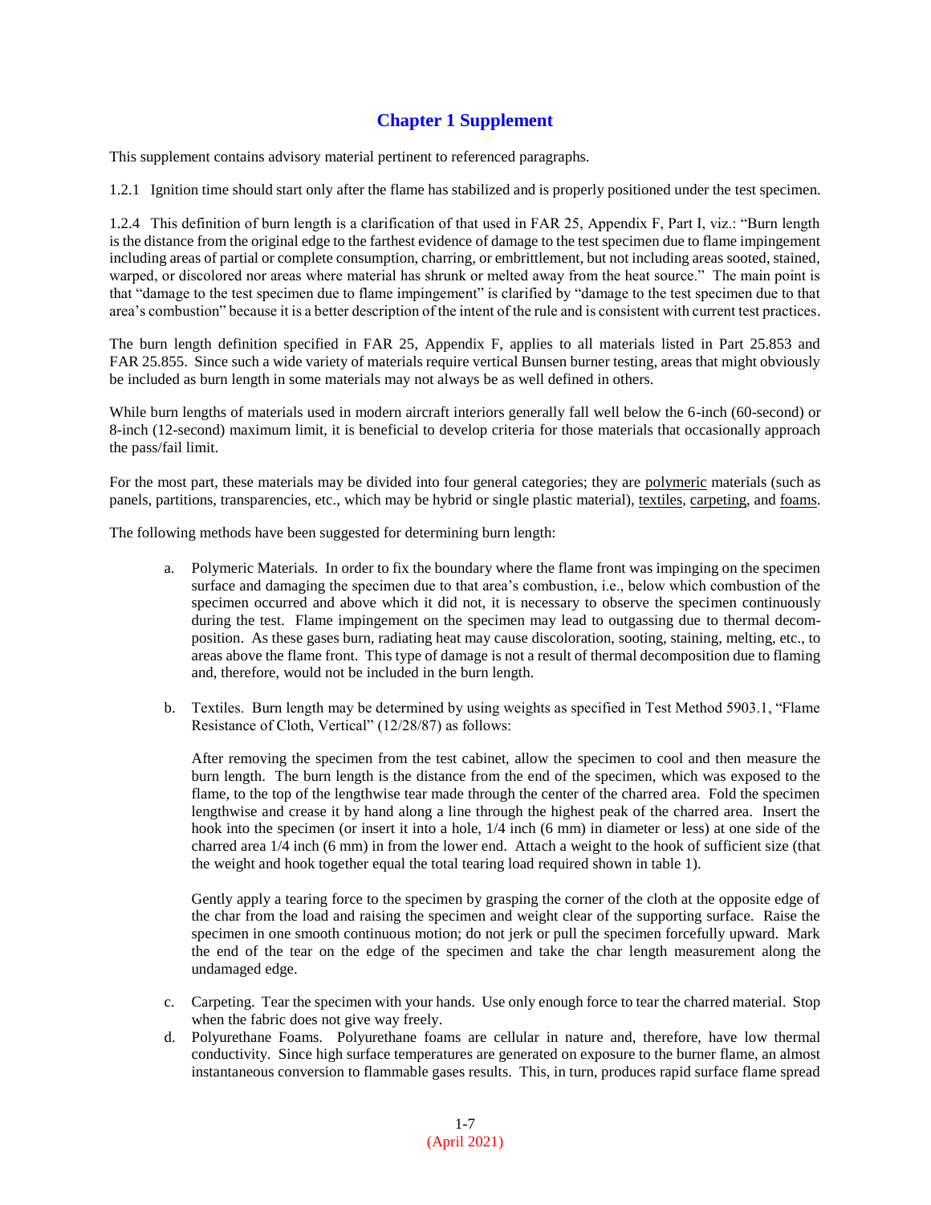# Chapter 1 Supplement

This supplement contains advisory material pertinent to referenced paragraphs.

1.2.1 Ignition time should start only after the flame has stabilized and is properly positioned under the test specimen.

1.2.4 This definition of burn length is a clarification of that used in FAR 25, Appendix F, Part I, viz.: "Burn length is the distance from the original edge to the farthest evidence of damage to the test specimen due to flame impingement including areas of partial or complete consumption, charring, or embrittlement, but not including areas sooted, stained, warped, or discolored nor areas where material has shrunk or melted away from the heat source." The main point is that "damage to the test specimen due to flame impingement" is clarified by "damage to the test specimen due to that area's combustion" because it is a better description of the intent of the rule and is consistent with current test practices.

The burn length definition specified in FAR 25, Appendix F, applies to all materials listed in Part 25.853 and FAR 25.855. Since such a wide variety of materials require vertical Bunsen burner testing, areas that might obviously be included as burn length in some materials may not always be as well defined in others.

While burn lengths of materials used in modern aircraft interiors generally fall well below the 6-inch (60-second) or 8-inch (12-second) maximum limit, it is beneficial to develop criteria for those materials that occasionally approach the pass/fail limit.

For the most part, these materials may be divided into four general categories; they are polymeric materials (such as panels, partitions, transparencies, etc., which may be hybrid or single plastic material), textiles, carpeting, and foams.

The following methods have been suggested for determining burn length:

a. Polymeric Materials. In order to fix the boundary where the flame front was impinging on the specimen surface and damaging the specimen due to that area's combustion, i.e., below which combustion of the specimen occurred and above which it did not, it is necessary to observe the specimen continuously during the test. Flame impingement on the specimen may lead to outgassing due to thermal decomposition. As these gases burn, radiating heat may cause discoloration, sooting, staining, melting, etc., to areas above the flame front. This type of damage is not a result of thermal decomposition due to flaming and, therefore, would not be included in the burn length.

b. Textiles. Burn length may be determined by using weights as specified in Test Method 5903.1, "Flame Resistance of Cloth, Vertical" (12/28/87) as follows:

   After removing the specimen from the test cabinet, allow the specimen to cool and then measure the burn length. The burn length is the distance from the end of the specimen, which was exposed to the flame, to the top of the lengthwise tear made through the center of the charred area. Fold the specimen lengthwise and crease it by hand along a line through the highest peak of the charred area. Insert the hook into the specimen (or insert it into a hole, 1/4 inch (6 mm) in diameter or less) at one side of the charred area 1/4 inch (6 mm) in from the lower end. Attach a weight to the hook of sufficient size (that the weight and hook together equal the total tearing load required shown in table 1).

   Gently apply a tearing force to the specimen by grasping the corner of the cloth at the opposite edge of the char from the load and raising the specimen and weight clear of the supporting surface. Raise the specimen in one smooth continuous motion; do not jerk or pull the specimen forcefully upward. Mark the end of the tear on the edge of the specimen and take the char length measurement along the undamaged edge.

c. Carpeting. Tear the specimen with your hands. Use only enough force to tear the charred material. Stop when the fabric does not give way freely.

d. Polyurethane Foams. Polyurethane foams are cellular in nature and, therefore, have low thermal conductivity. Since high surface temperatures are generated on exposure to the burner flame, an almost instantaneous conversion to flammable gases results. This, in turn, produces rapid surface flame spread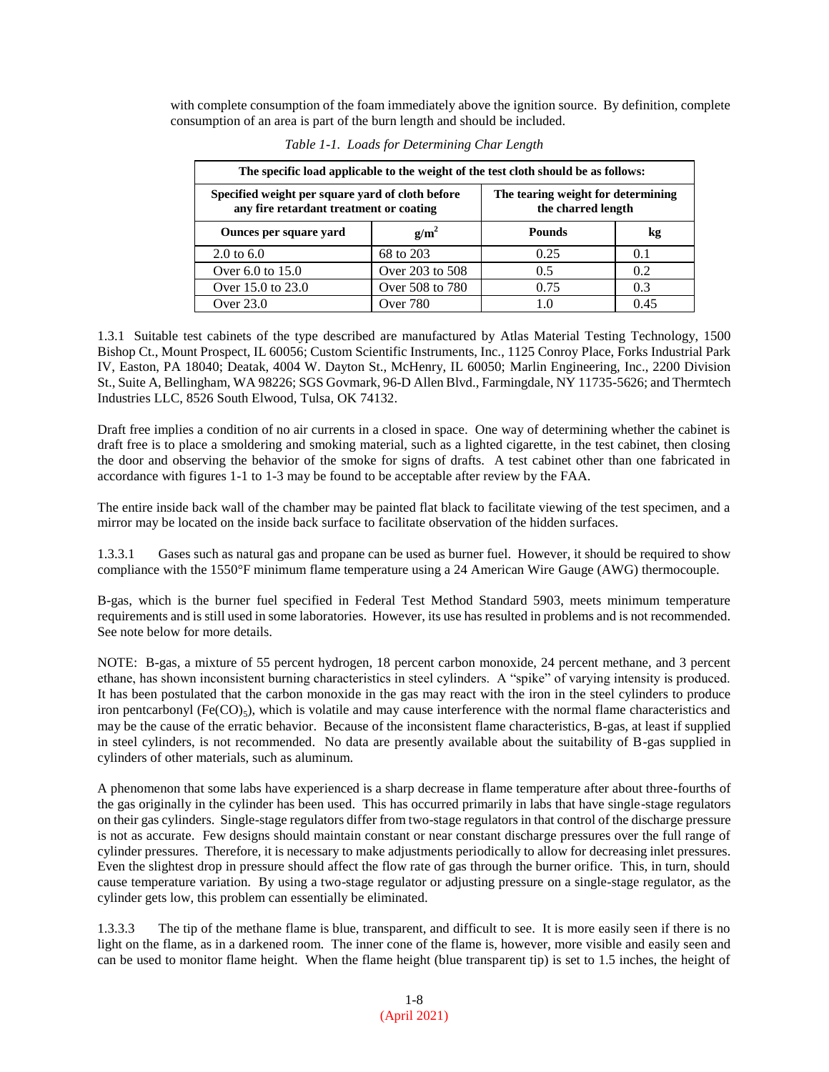with complete consumption of the foam immediately above the ignition source. By definition, complete consumption of an area is part of the burn length and should be included.

*Table 1-1. Loads for Determining Char Length*

| The specific load applicable to the weight of the test cloth should be as follows: | | | |
|---|---|---|---|
| **Specified weight per square yard of cloth before any fire retardant treatment or coating** | | **The tearing weight for determining the charred length** | |
| **Ounces per square yard** | **$g/m^2$** | **Pounds** | **kg** |
| 2.0 to 6.0 | 68 to 203 | 0.25 | 0.1 |
| Over 6.0 to 15.0 | Over 203 to 508 | 0.5 | 0.2 |
| Over 15.0 to 23.0 | Over 508 to 780 | 0.75 | 0.3 |
| Over 23.0 | Over 780 | 1.0 | 0.45 |

1.3.1 Suitable test cabinets of the type described are manufactured by Atlas Material Testing Technology, 1500 Bishop Ct., Mount Prospect, IL 60056; Custom Scientific Instruments, Inc., 1125 Conroy Place, Forks Industrial Park IV, Easton, PA 18040; Deatak, 4004 W. Dayton St., McHenry, IL 60050; Marlin Engineering, Inc., 2200 Division St., Suite A, Bellingham, WA 98226; SGS Govmark, 96-D Allen Blvd., Farmingdale, NY 11735-5626; and Thermtech Industries LLC, 8526 South Elwood, Tulsa, OK 74132.

Draft free implies a condition of no air currents in a closed in space. One way of determining whether the cabinet is draft free is to place a smoldering and smoking material, such as a lighted cigarette, in the test cabinet, then closing the door and observing the behavior of the smoke for signs of drafts. A test cabinet other than one fabricated in accordance with figures 1-1 to 1-3 may be found to be acceptable after review by the FAA.

The entire inside back wall of the chamber may be painted flat black to facilitate viewing of the test specimen, and a mirror may be located on the inside back surface to facilitate observation of the hidden surfaces.

1.3.3.1 Gases such as natural gas and propane can be used as burner fuel. However, it should be required to show compliance with the 1550°F minimum flame temperature using a 24 American Wire Gauge (AWG) thermocouple.

B-gas, which is the burner fuel specified in Federal Test Method Standard 5903, meets minimum temperature requirements and is still used in some laboratories. However, its use has resulted in problems and is not recommended. See note below for more details.

NOTE: B-gas, a mixture of 55 percent hydrogen, 18 percent carbon monoxide, 24 percent methane, and 3 percent ethane, has shown inconsistent burning characteristics in steel cylinders. A "spike" of varying intensity is produced. It has been postulated that the carbon monoxide in the gas may react with the iron in the steel cylinders to produce iron pentcarbonyl ($Fe(CO)_5$), which is volatile and may cause interference with the normal flame characteristics and may be the cause of the erratic behavior. Because of the inconsistent flame characteristics, B-gas, at least if supplied in steel cylinders, is not recommended. No data are presently available about the suitability of B-gas supplied in cylinders of other materials, such as aluminum.

A phenomenon that some labs have experienced is a sharp decrease in flame temperature after about three-fourths of the gas originally in the cylinder has been used. This has occurred primarily in labs that have single-stage regulators on their gas cylinders. Single-stage regulators differ from two-stage regulators in that control of the discharge pressure is not as accurate. Few designs should maintain constant or near constant discharge pressures over the full range of cylinder pressures. Therefore, it is necessary to make adjustments periodically to allow for decreasing inlet pressures. Even the slightest drop in pressure should affect the flow rate of gas through the burner orifice. This, in turn, should cause temperature variation. By using a two-stage regulator or adjusting pressure on a single-stage regulator, as the cylinder gets low, this problem can essentially be eliminated.

1.3.3.3 The tip of the methane flame is blue, transparent, and difficult to see. It is more easily seen if there is no light on the flame, as in a darkened room. The inner cone of the flame is, however, more visible and easily seen and can be used to monitor flame height. When the flame height (blue transparent tip) is set to 1.5 inches, the height of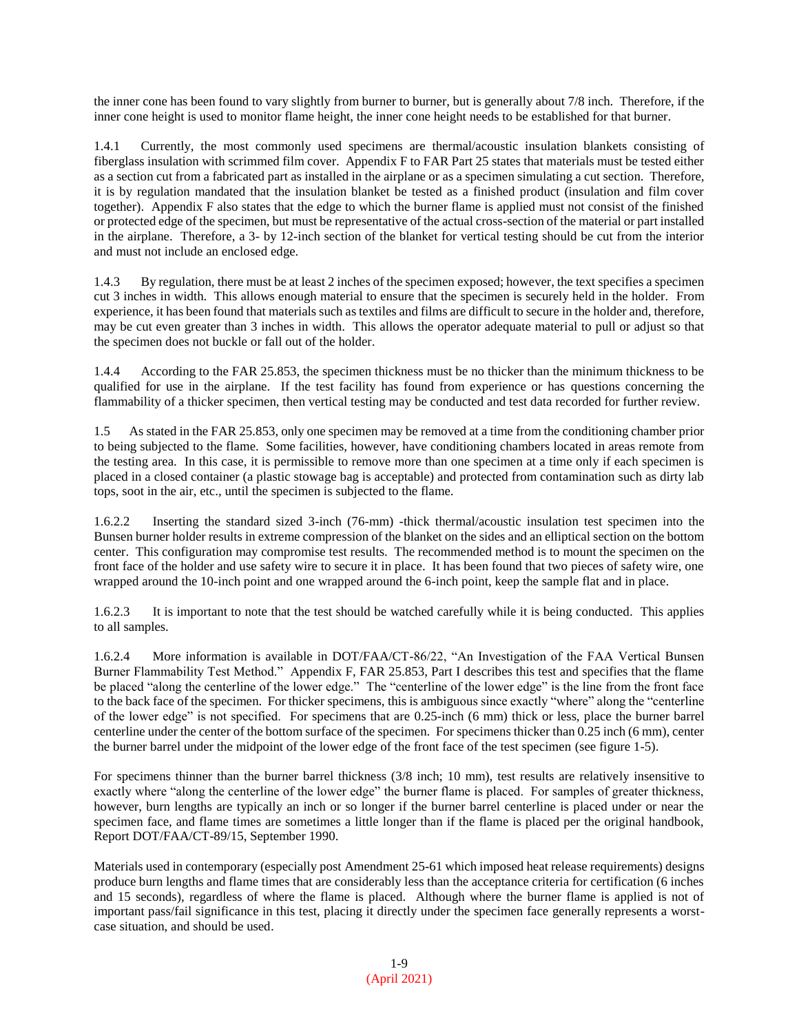the inner cone has been found to vary slightly from burner to burner, but is generally about 7/8 inch. Therefore, if the inner cone height is used to monitor flame height, the inner cone height needs to be established for that burner.

1.4.1 Currently, the most commonly used specimens are thermal/acoustic insulation blankets consisting of fiberglass insulation with scrimmed film cover. Appendix F to FAR Part 25 states that materials must be tested either as a section cut from a fabricated part as installed in the airplane or as a specimen simulating a cut section. Therefore, it is by regulation mandated that the insulation blanket be tested as a finished product (insulation and film cover together). Appendix F also states that the edge to which the burner flame is applied must not consist of the finished or protected edge of the specimen, but must be representative of the actual cross-section of the material or part installed in the airplane. Therefore, a 3- by 12-inch section of the blanket for vertical testing should be cut from the interior and must not include an enclosed edge.

1.4.3 By regulation, there must be at least 2 inches of the specimen exposed; however, the text specifies a specimen cut 3 inches in width. This allows enough material to ensure that the specimen is securely held in the holder. From experience, it has been found that materials such as textiles and films are difficult to secure in the holder and, therefore, may be cut even greater than 3 inches in width. This allows the operator adequate material to pull or adjust so that the specimen does not buckle or fall out of the holder.

1.4.4 According to the FAR 25.853, the specimen thickness must be no thicker than the minimum thickness to be qualified for use in the airplane. If the test facility has found from experience or has questions concerning the flammability of a thicker specimen, then vertical testing may be conducted and test data recorded for further review.

1.5 As stated in the FAR 25.853, only one specimen may be removed at a time from the conditioning chamber prior to being subjected to the flame. Some facilities, however, have conditioning chambers located in areas remote from the testing area. In this case, it is permissible to remove more than one specimen at a time only if each specimen is placed in a closed container (a plastic stowage bag is acceptable) and protected from contamination such as dirty lab tops, soot in the air, etc., until the specimen is subjected to the flame.

1.6.2.2 Inserting the standard sized 3-inch (76-mm) -thick thermal/acoustic insulation test specimen into the Bunsen burner holder results in extreme compression of the blanket on the sides and an elliptical section on the bottom center. This configuration may compromise test results. The recommended method is to mount the specimen on the front face of the holder and use safety wire to secure it in place. It has been found that two pieces of safety wire, one wrapped around the 10-inch point and one wrapped around the 6-inch point, keep the sample flat and in place.

1.6.2.3 It is important to note that the test should be watched carefully while it is being conducted. This applies to all samples.

1.6.2.4 More information is available in DOT/FAA/CT-86/22, "An Investigation of the FAA Vertical Bunsen Burner Flammability Test Method." Appendix F, FAR 25.853, Part I describes this test and specifies that the flame be placed "along the centerline of the lower edge." The "centerline of the lower edge" is the line from the front face to the back face of the specimen. For thicker specimens, this is ambiguous since exactly "where" along the "centerline of the lower edge" is not specified. For specimens that are 0.25-inch (6 mm) thick or less, place the burner barrel centerline under the center of the bottom surface of the specimen. For specimens thicker than 0.25 inch (6 mm), center the burner barrel under the midpoint of the lower edge of the front face of the test specimen (see figure 1-5).

For specimens thinner than the burner barrel thickness (3/8 inch; 10 mm), test results are relatively insensitive to exactly where "along the centerline of the lower edge" the burner flame is placed. For samples of greater thickness, however, burn lengths are typically an inch or so longer if the burner barrel centerline is placed under or near the specimen face, and flame times are sometimes a little longer than if the flame is placed per the original handbook, Report DOT/FAA/CT-89/15, September 1990.

Materials used in contemporary (especially post Amendment 25-61 which imposed heat release requirements) designs produce burn lengths and flame times that are considerably less than the acceptance criteria for certification (6 inches and 15 seconds), regardless of where the flame is placed. Although where the burner flame is applied is not of important pass/fail significance in this test, placing it directly under the specimen face generally represents a worst-case situation, and should be used.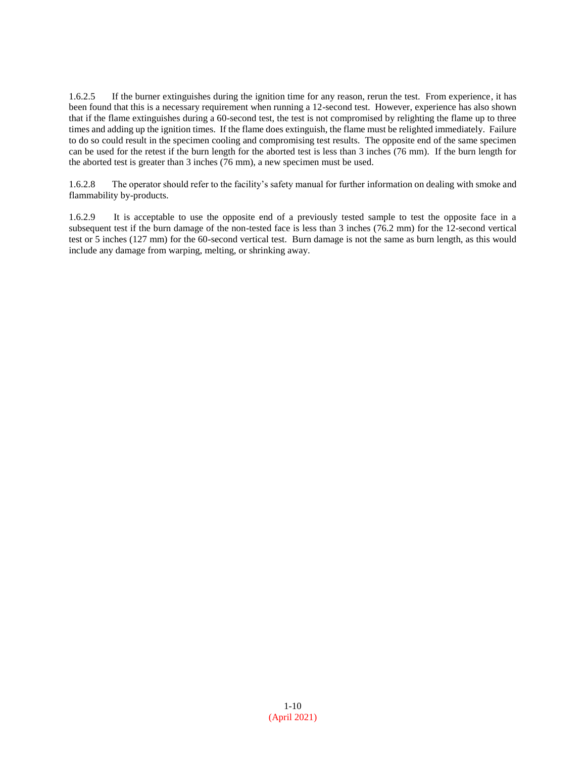1.6.2.5 If the burner extinguishes during the ignition time for any reason, rerun the test. From experience, it has been found that this is a necessary requirement when running a 12-second test. However, experience has also shown that if the flame extinguishes during a 60-second test, the test is not compromised by relighting the flame up to three times and adding up the ignition times. If the flame does extinguish, the flame must be relighted immediately. Failure to do so could result in the specimen cooling and compromising test results. The opposite end of the same specimen can be used for the retest if the burn length for the aborted test is less than 3 inches (76 mm). If the burn length for the aborted test is greater than 3 inches (76 mm), a new specimen must be used.

1.6.2.8 The operator should refer to the facility's safety manual for further information on dealing with smoke and flammability by-products.

1.6.2.9 It is acceptable to use the opposite end of a previously tested sample to test the opposite face in a subsequent test if the burn damage of the non-tested face is less than 3 inches (76.2 mm) for the 12-second vertical test or 5 inches (127 mm) for the 60-second vertical test. Burn damage is not the same as burn length, as this would include any damage from warping, melting, or shrinking away.